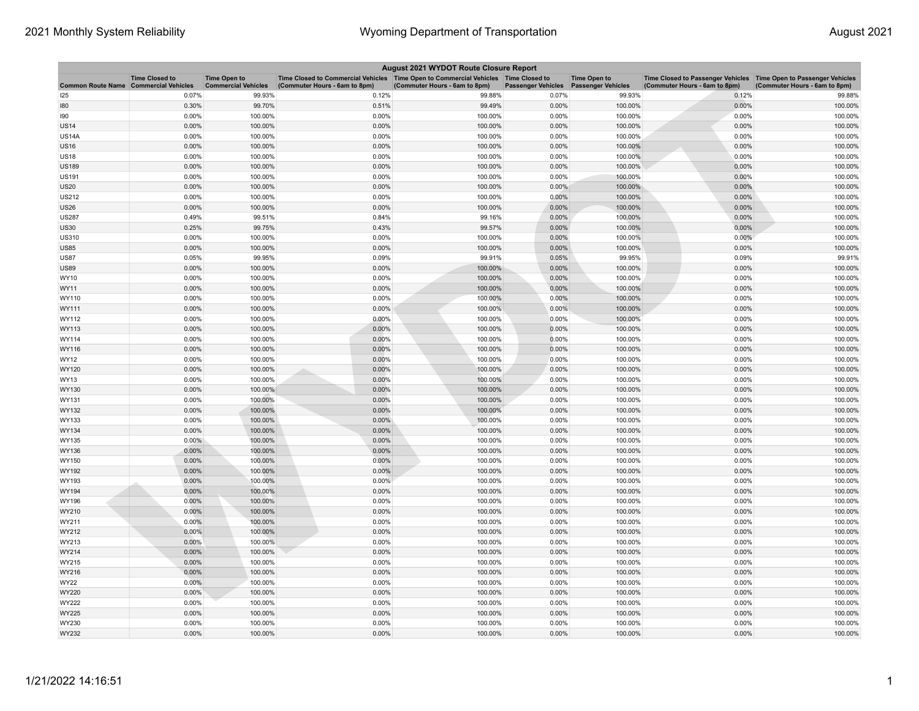| August 2021 WYDOT Route Closure Report | | | | | | | | |
|---|---|---|---|---|---|---|---|---|
| Common Route Name | Time Closed to Commercial Vehicles | Time Open to Commercial Vehicles | Time Closed to Commercial Vehicles (Commuter Hours - 6am to 8pm) | Time Open to Commercial Vehicles (Commuter Hours - 6am to 8pm) | Time Closed to Passenger Vehicles | Time Open to Passenger Vehicles | Time Closed to Passenger Vehicles (Commuter Hours - 6am to 8pm) | Time Open to Passenger Vehicles (Commuter Hours - 6am to 8pm) |
| I25 | 0.07% | 99.93% | 0.12% | 99.88% | 0.07% | 99.93% | 0.12% | 99.88% |
| I80 | 0.30% | 99.70% | 0.51% | 99.49% | 0.00% | 100.00% | 0.00% | 100.00% |
| I90 | 0.00% | 100.00% | 0.00% | 100.00% | 0.00% | 100.00% | 0.00% | 100.00% |
| US14 | 0.00% | 100.00% | 0.00% | 100.00% | 0.00% | 100.00% | 0.00% | 100.00% |
| US14A | 0.00% | 100.00% | 0.00% | 100.00% | 0.00% | 100.00% | 0.00% | 100.00% |
| US16 | 0.00% | 100.00% | 0.00% | 100.00% | 0.00% | 100.00% | 0.00% | 100.00% |
| US18 | 0.00% | 100.00% | 0.00% | 100.00% | 0.00% | 100.00% | 0.00% | 100.00% |
| US189 | 0.00% | 100.00% | 0.00% | 100.00% | 0.00% | 100.00% | 0.00% | 100.00% |
| US191 | 0.00% | 100.00% | 0.00% | 100.00% | 0.00% | 100.00% | 0.00% | 100.00% |
| US20 | 0.00% | 100.00% | 0.00% | 100.00% | 0.00% | 100.00% | 0.00% | 100.00% |
| US212 | 0.00% | 100.00% | 0.00% | 100.00% | 0.00% | 100.00% | 0.00% | 100.00% |
| US26 | 0.00% | 100.00% | 0.00% | 100.00% | 0.00% | 100.00% | 0.00% | 100.00% |
| US287 | 0.49% | 99.51% | 0.84% | 99.16% | 0.00% | 100.00% | 0.00% | 100.00% |
| US30 | 0.25% | 99.75% | 0.43% | 99.57% | 0.00% | 100.00% | 0.00% | 100.00% |
| US310 | 0.00% | 100.00% | 0.00% | 100.00% | 0.00% | 100.00% | 0.00% | 100.00% |
| US85 | 0.00% | 100.00% | 0.00% | 100.00% | 0.00% | 100.00% | 0.00% | 100.00% |
| US87 | 0.05% | 99.95% | 0.09% | 99.91% | 0.05% | 99.95% | 0.09% | 99.91% |
| US89 | 0.00% | 100.00% | 0.00% | 100.00% | 0.00% | 100.00% | 0.00% | 100.00% |
| WY10 | 0.00% | 100.00% | 0.00% | 100.00% | 0.00% | 100.00% | 0.00% | 100.00% |
| WY11 | 0.00% | 100.00% | 0.00% | 100.00% | 0.00% | 100.00% | 0.00% | 100.00% |
| WY110 | 0.00% | 100.00% | 0.00% | 100.00% | 0.00% | 100.00% | 0.00% | 100.00% |
| WY111 | 0.00% | 100.00% | 0.00% | 100.00% | 0.00% | 100.00% | 0.00% | 100.00% |
| WY112 | 0.00% | 100.00% | 0.00% | 100.00% | 0.00% | 100.00% | 0.00% | 100.00% |
| WY113 | 0.00% | 100.00% | 0.00% | 100.00% | 0.00% | 100.00% | 0.00% | 100.00% |
| WY114 | 0.00% | 100.00% | 0.00% | 100.00% | 0.00% | 100.00% | 0.00% | 100.00% |
| WY116 | 0.00% | 100.00% | 0.00% | 100.00% | 0.00% | 100.00% | 0.00% | 100.00% |
| WY12 | 0.00% | 100.00% | 0.00% | 100.00% | 0.00% | 100.00% | 0.00% | 100.00% |
| WY120 | 0.00% | 100.00% | 0.00% | 100.00% | 0.00% | 100.00% | 0.00% | 100.00% |
| WY13 | 0.00% | 100.00% | 0.00% | 100.00% | 0.00% | 100.00% | 0.00% | 100.00% |
| WY130 | 0.00% | 100.00% | 0.00% | 100.00% | 0.00% | 100.00% | 0.00% | 100.00% |
| WY131 | 0.00% | 100.00% | 0.00% | 100.00% | 0.00% | 100.00% | 0.00% | 100.00% |
| WY132 | 0.00% | 100.00% | 0.00% | 100.00% | 0.00% | 100.00% | 0.00% | 100.00% |
| WY133 | 0.00% | 100.00% | 0.00% | 100.00% | 0.00% | 100.00% | 0.00% | 100.00% |
| WY134 | 0.00% | 100.00% | 0.00% | 100.00% | 0.00% | 100.00% | 0.00% | 100.00% |
| WY135 | 0.00% | 100.00% | 0.00% | 100.00% | 0.00% | 100.00% | 0.00% | 100.00% |
| WY136 | 0.00% | 100.00% | 0.00% | 100.00% | 0.00% | 100.00% | 0.00% | 100.00% |
| WY150 | 0.00% | 100.00% | 0.00% | 100.00% | 0.00% | 100.00% | 0.00% | 100.00% |
| WY192 | 0.00% | 100.00% | 0.00% | 100.00% | 0.00% | 100.00% | 0.00% | 100.00% |
| WY193 | 0.00% | 100.00% | 0.00% | 100.00% | 0.00% | 100.00% | 0.00% | 100.00% |
| WY194 | 0.00% | 100.00% | 0.00% | 100.00% | 0.00% | 100.00% | 0.00% | 100.00% |
| WY196 | 0.00% | 100.00% | 0.00% | 100.00% | 0.00% | 100.00% | 0.00% | 100.00% |
| WY210 | 0.00% | 100.00% | 0.00% | 100.00% | 0.00% | 100.00% | 0.00% | 100.00% |
| WY211 | 0.00% | 100.00% | 0.00% | 100.00% | 0.00% | 100.00% | 0.00% | 100.00% |
| WY212 | 0.00% | 100.00% | 0.00% | 100.00% | 0.00% | 100.00% | 0.00% | 100.00% |
| WY213 | 0.00% | 100.00% | 0.00% | 100.00% | 0.00% | 100.00% | 0.00% | 100.00% |
| WY214 | 0.00% | 100.00% | 0.00% | 100.00% | 0.00% | 100.00% | 0.00% | 100.00% |
| WY215 | 0.00% | 100.00% | 0.00% | 100.00% | 0.00% | 100.00% | 0.00% | 100.00% |
| WY216 | 0.00% | 100.00% | 0.00% | 100.00% | 0.00% | 100.00% | 0.00% | 100.00% |
| WY22 | 0.00% | 100.00% | 0.00% | 100.00% | 0.00% | 100.00% | 0.00% | 100.00% |
| WY220 | 0.00% | 100.00% | 0.00% | 100.00% | 0.00% | 100.00% | 0.00% | 100.00% |
| WY222 | 0.00% | 100.00% | 0.00% | 100.00% | 0.00% | 100.00% | 0.00% | 100.00% |
| WY225 | 0.00% | 100.00% | 0.00% | 100.00% | 0.00% | 100.00% | 0.00% | 100.00% |
| WY230 | 0.00% | 100.00% | 0.00% | 100.00% | 0.00% | 100.00% | 0.00% | 100.00% |
| WY232 | 0.00% | 100.00% | 0.00% | 100.00% | 0.00% | 100.00% | 0.00% | 100.00% |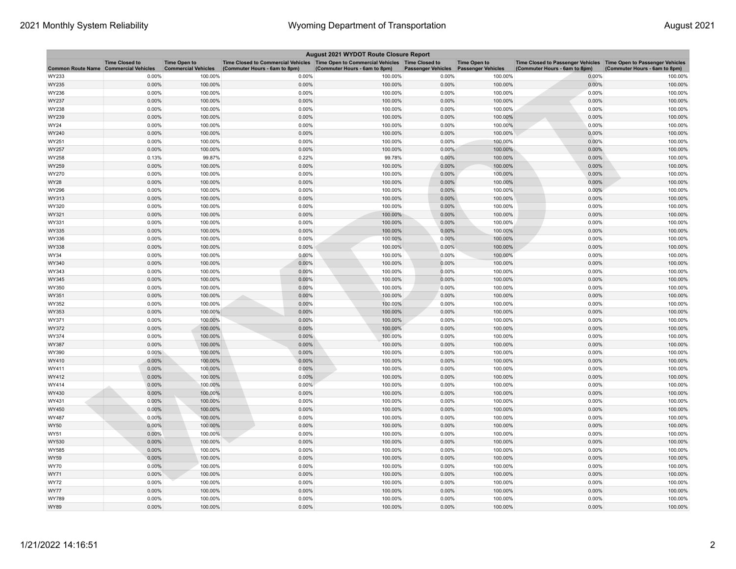| August 2021 WYDOT Route Closure Report | | | | | | | | |
|---|---|---|---|---|---|---|---|---|
| Common Route Name | Time Closed to Commercial Vehicles | Time Open to Commercial Vehicles | Time Closed to Commercial Vehicles (Commuter Hours - 6am to 8pm) | Time Open to Commercial Vehicles (Commuter Hours - 6am to 8pm) | Time Closed to Passenger Vehicles | Time Open to Passenger Vehicles | Time Closed to Passenger Vehicles (Commuter Hours - 6am to 8pm) | Time Open to Passenger Vehicles (Commuter Hours - 6am to 8pm) |
| WY233 | 0.00% | 100.00% | 0.00% | 100.00% | 0.00% | 100.00% | 0.00% | 100.00% |
| WY235 | 0.00% | 100.00% | 0.00% | 100.00% | 0.00% | 100.00% | 0.00% | 100.00% |
| WY236 | 0.00% | 100.00% | 0.00% | 100.00% | 0.00% | 100.00% | 0.00% | 100.00% |
| WY237 | 0.00% | 100.00% | 0.00% | 100.00% | 0.00% | 100.00% | 0.00% | 100.00% |
| WY238 | 0.00% | 100.00% | 0.00% | 100.00% | 0.00% | 100.00% | 0.00% | 100.00% |
| WY239 | 0.00% | 100.00% | 0.00% | 100.00% | 0.00% | 100.00% | 0.00% | 100.00% |
| WY24 | 0.00% | 100.00% | 0.00% | 100.00% | 0.00% | 100.00% | 0.00% | 100.00% |
| WY240 | 0.00% | 100.00% | 0.00% | 100.00% | 0.00% | 100.00% | 0.00% | 100.00% |
| WY251 | 0.00% | 100.00% | 0.00% | 100.00% | 0.00% | 100.00% | 0.00% | 100.00% |
| WY257 | 0.00% | 100.00% | 0.00% | 100.00% | 0.00% | 100.00% | 0.00% | 100.00% |
| WY258 | 0.13% | 99.87% | 0.22% | 99.78% | 0.00% | 100.00% | 0.00% | 100.00% |
| WY259 | 0.00% | 100.00% | 0.00% | 100.00% | 0.00% | 100.00% | 0.00% | 100.00% |
| WY270 | 0.00% | 100.00% | 0.00% | 100.00% | 0.00% | 100.00% | 0.00% | 100.00% |
| WY28 | 0.00% | 100.00% | 0.00% | 100.00% | 0.00% | 100.00% | 0.00% | 100.00% |
| WY296 | 0.00% | 100.00% | 0.00% | 100.00% | 0.00% | 100.00% | 0.00% | 100.00% |
| WY313 | 0.00% | 100.00% | 0.00% | 100.00% | 0.00% | 100.00% | 0.00% | 100.00% |
| WY320 | 0.00% | 100.00% | 0.00% | 100.00% | 0.00% | 100.00% | 0.00% | 100.00% |
| WY321 | 0.00% | 100.00% | 0.00% | 100.00% | 0.00% | 100.00% | 0.00% | 100.00% |
| WY331 | 0.00% | 100.00% | 0.00% | 100.00% | 0.00% | 100.00% | 0.00% | 100.00% |
| WY335 | 0.00% | 100.00% | 0.00% | 100.00% | 0.00% | 100.00% | 0.00% | 100.00% |
| WY336 | 0.00% | 100.00% | 0.00% | 100.00% | 0.00% | 100.00% | 0.00% | 100.00% |
| WY338 | 0.00% | 100.00% | 0.00% | 100.00% | 0.00% | 100.00% | 0.00% | 100.00% |
| WY34 | 0.00% | 100.00% | 0.00% | 100.00% | 0.00% | 100.00% | 0.00% | 100.00% |
| WY340 | 0.00% | 100.00% | 0.00% | 100.00% | 0.00% | 100.00% | 0.00% | 100.00% |
| WY343 | 0.00% | 100.00% | 0.00% | 100.00% | 0.00% | 100.00% | 0.00% | 100.00% |
| WY345 | 0.00% | 100.00% | 0.00% | 100.00% | 0.00% | 100.00% | 0.00% | 100.00% |
| WY350 | 0.00% | 100.00% | 0.00% | 100.00% | 0.00% | 100.00% | 0.00% | 100.00% |
| WY351 | 0.00% | 100.00% | 0.00% | 100.00% | 0.00% | 100.00% | 0.00% | 100.00% |
| WY352 | 0.00% | 100.00% | 0.00% | 100.00% | 0.00% | 100.00% | 0.00% | 100.00% |
| WY353 | 0.00% | 100.00% | 0.00% | 100.00% | 0.00% | 100.00% | 0.00% | 100.00% |
| WY371 | 0.00% | 100.00% | 0.00% | 100.00% | 0.00% | 100.00% | 0.00% | 100.00% |
| WY372 | 0.00% | 100.00% | 0.00% | 100.00% | 0.00% | 100.00% | 0.00% | 100.00% |
| WY374 | 0.00% | 100.00% | 0.00% | 100.00% | 0.00% | 100.00% | 0.00% | 100.00% |
| WY387 | 0.00% | 100.00% | 0.00% | 100.00% | 0.00% | 100.00% | 0.00% | 100.00% |
| WY390 | 0.00% | 100.00% | 0.00% | 100.00% | 0.00% | 100.00% | 0.00% | 100.00% |
| WY410 | 0.00% | 100.00% | 0.00% | 100.00% | 0.00% | 100.00% | 0.00% | 100.00% |
| WY411 | 0.00% | 100.00% | 0.00% | 100.00% | 0.00% | 100.00% | 0.00% | 100.00% |
| WY412 | 0.00% | 100.00% | 0.00% | 100.00% | 0.00% | 100.00% | 0.00% | 100.00% |
| WY414 | 0.00% | 100.00% | 0.00% | 100.00% | 0.00% | 100.00% | 0.00% | 100.00% |
| WY430 | 0.00% | 100.00% | 0.00% | 100.00% | 0.00% | 100.00% | 0.00% | 100.00% |
| WY431 | 0.00% | 100.00% | 0.00% | 100.00% | 0.00% | 100.00% | 0.00% | 100.00% |
| WY450 | 0.00% | 100.00% | 0.00% | 100.00% | 0.00% | 100.00% | 0.00% | 100.00% |
| WY487 | 0.00% | 100.00% | 0.00% | 100.00% | 0.00% | 100.00% | 0.00% | 100.00% |
| WY50 | 0.00% | 100.00% | 0.00% | 100.00% | 0.00% | 100.00% | 0.00% | 100.00% |
| WY51 | 0.00% | 100.00% | 0.00% | 100.00% | 0.00% | 100.00% | 0.00% | 100.00% |
| WY530 | 0.00% | 100.00% | 0.00% | 100.00% | 0.00% | 100.00% | 0.00% | 100.00% |
| WY585 | 0.00% | 100.00% | 0.00% | 100.00% | 0.00% | 100.00% | 0.00% | 100.00% |
| WY59 | 0.00% | 100.00% | 0.00% | 100.00% | 0.00% | 100.00% | 0.00% | 100.00% |
| WY70 | 0.00% | 100.00% | 0.00% | 100.00% | 0.00% | 100.00% | 0.00% | 100.00% |
| WY71 | 0.00% | 100.00% | 0.00% | 100.00% | 0.00% | 100.00% | 0.00% | 100.00% |
| WY72 | 0.00% | 100.00% | 0.00% | 100.00% | 0.00% | 100.00% | 0.00% | 100.00% |
| WY77 | 0.00% | 100.00% | 0.00% | 100.00% | 0.00% | 100.00% | 0.00% | 100.00% |
| WY789 | 0.00% | 100.00% | 0.00% | 100.00% | 0.00% | 100.00% | 0.00% | 100.00% |
| WY89 | 0.00% | 100.00% | 0.00% | 100.00% | 0.00% | 100.00% | 0.00% | 100.00% |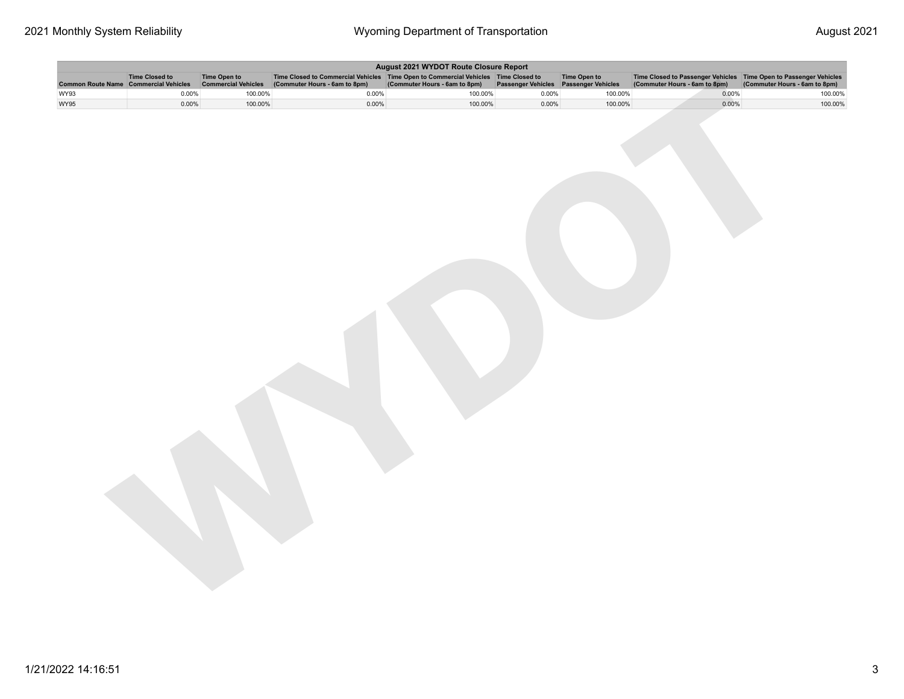| August 2021 WYDOT Route Closure Report | | | | | | | | |
|---|---|---|---|---|---|---|---|---|
| Common Route Name | Time Closed to Commercial Vehicles | Time Open to Commercial Vehicles | Time Closed to Commercial Vehicles (Commuter Hours - 6am to 8pm) | Time Open to Commercial Vehicles (Commuter Hours - 6am to 8pm) | Time Closed to Passenger Vehicles | Time Open to Passenger Vehicles | Time Closed to Passenger Vehicles (Commuter Hours - 6am to 8pm) | Time Open to Passenger Vehicles (Commuter Hours - 6am to 8pm) |
| WY93 | 0.00% | 100.00% | 0.00% | 100.00% | 0.00% | 100.00% | 0.00% | 100.00% |
| WY95 | 0.00% | 100.00% | 0.00% | 100.00% | 0.00% | 100.00% | 0.00% | 100.00% |